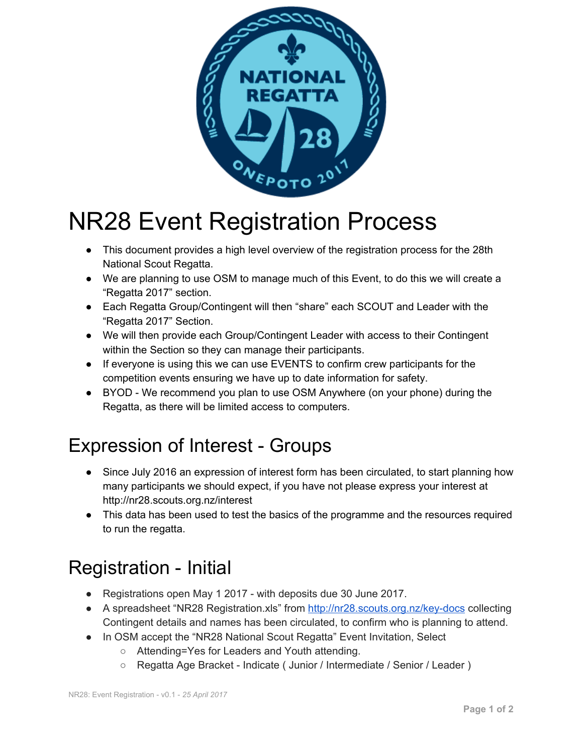# NR28 Event Registration Process

- This document provides a high level overview of the registration process for the 28th National Scout Regatta.
- We are planning to use OSM to manage much of this Event, to do this we will create a "Regatta 2017" section.
- Each Regatta Group/Contingent will then "share" each SCOUT and Leader with the "Regatta 2017" Section.
- We will then provide each Group/Contingent Leader with access to their Contingent within the Section so they can manage their participants.
- If everyone is using this we can use EVENTS to confirm crew participants for the competition events ensuring we have up to date information for safety.
- BYOD - We recommend you plan to use OSM Anywhere (on your phone) during the Regatta, as there will be limited access to computers.

## Expression of Interest - Groups

- Since July 2016 an expression of interest form has been circulated, to start planning how many participants we should expect, if you have not please express your interest at http://nr28.scouts.org.nz/interest
- This data has been used to test the basics of the programme and the resources required to run the regatta.

## Registration - Initial

- Registrations open May 1 2017 - with deposits due 30 June 2017.
- A spreadsheet "NR28 Registration.xls" from [http://nr28.scouts.org.nz/key-docs](http://nr28.scouts.org.nz/key-docs) collecting Contingent details and names has been circulated, to confirm who is planning to attend.
- In OSM accept the "NR28 National Scout Regatta" Event Invitation, Select
  - Attending=Yes for Leaders and Youth attending.
  - Regatta Age Bracket - Indicate ( Junior / Intermediate / Senior / Leader )

NR28: Event Registration - v0.1 - *25 April 2017*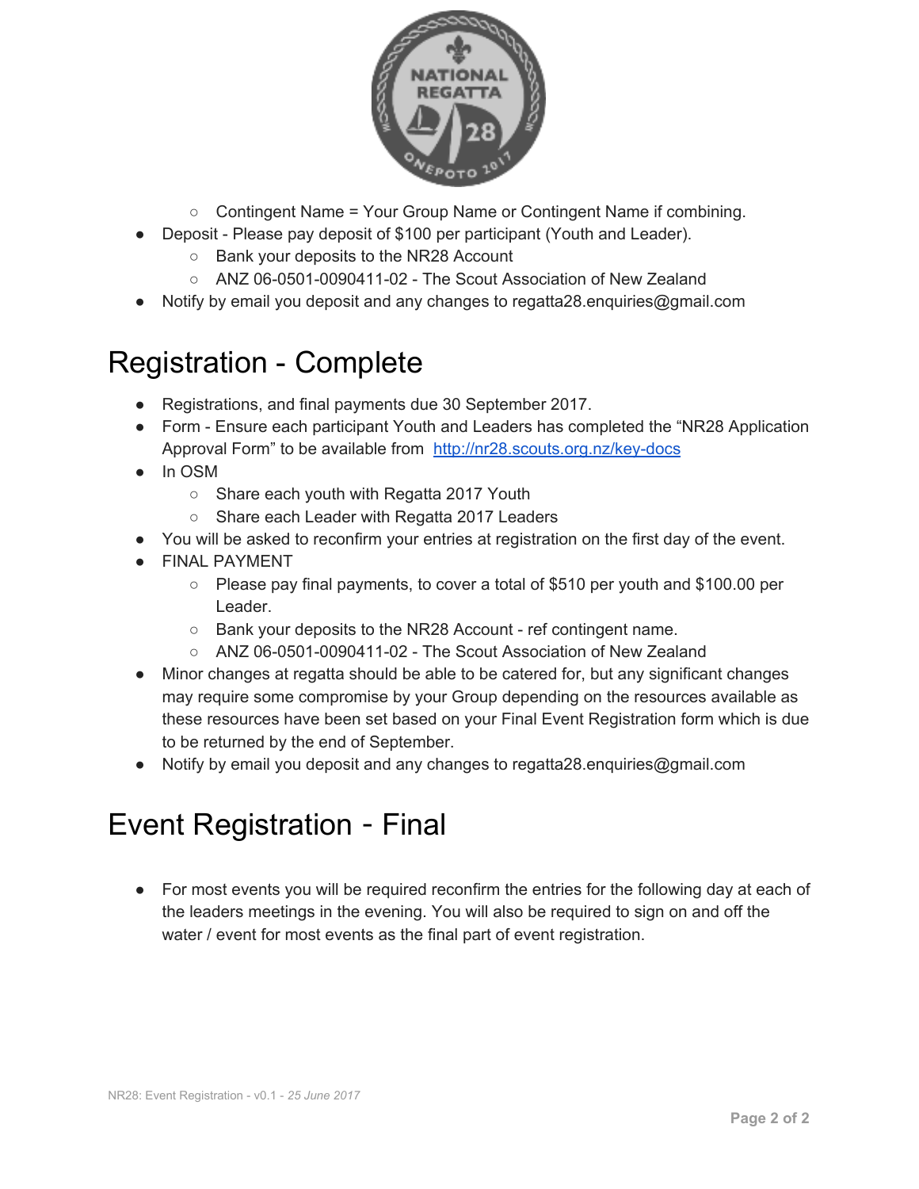- Contingent Name = Your Group Name or Contingent Name if combining.
- Deposit - Please pay deposit of $100 per participant (Youth and Leader).
  - Bank your deposits to the NR28 Account
  - ANZ 06-0501-0090411-02 - The Scout Association of New Zealand
- Notify by email you deposit and any changes to regatta28.enquiries@gmail.com

# Registration - Complete

- Registrations, and final payments due 30 September 2017.
- Form - Ensure each participant Youth and Leaders has completed the "NR28 Application Approval Form" to be available from [http://nr28.scouts.org.nz/key-docs](http://nr28.scouts.org.nz/key-docs)
- In OSM
  - Share each youth with Regatta 2017 Youth
  - Share each Leader with Regatta 2017 Leaders
- You will be asked to reconfirm your entries at registration on the first day of the event.
- FINAL PAYMENT
  - Please pay final payments, to cover a total of $510 per youth and $100.00 per Leader.
  - Bank your deposits to the NR28 Account - ref contingent name.
  - ANZ 06-0501-0090411-02 - The Scout Association of New Zealand
- Minor changes at regatta should be able to be catered for, but any significant changes may require some compromise by your Group depending on the resources available as these resources have been set based on your Final Event Registration form which is due to be returned by the end of September.
- Notify by email you deposit and any changes to regatta28.enquiries@gmail.com

# Event Registration - Final

- For most events you will be required reconfirm the entries for the following day at each of the leaders meetings in the evening. You will also be required to sign on and off the water / event for most events as the final part of event registration.

NR28: Event Registration - v0.1 - *25 June 2017*